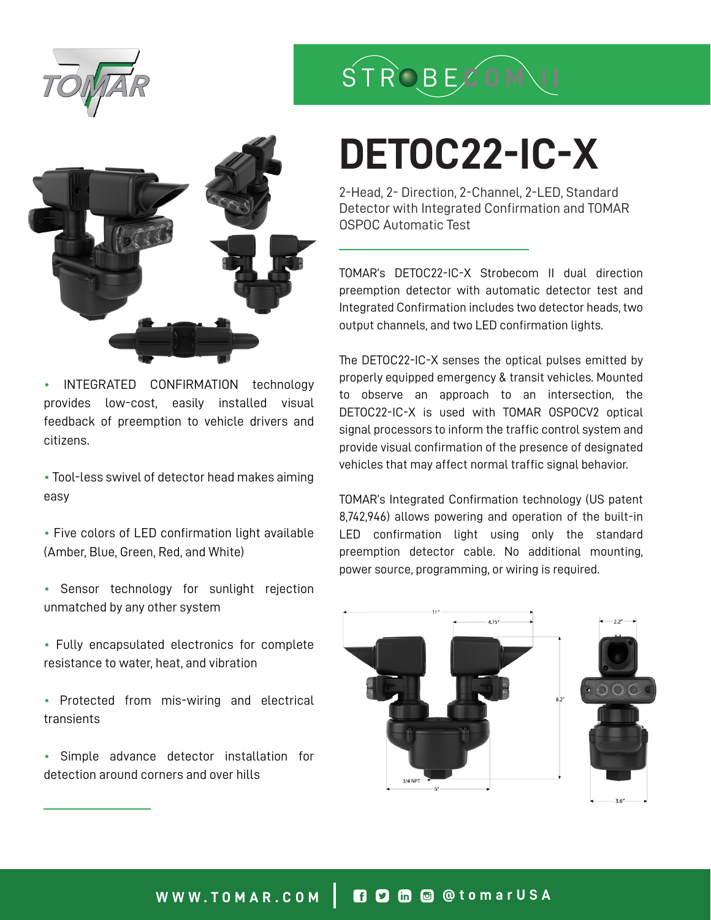# DETOC22-IC-X

2-Head, 2- Direction, 2-Channel, 2-LED, Standard Detector with Integrated Confirmation and TOMAR OSPOC Automatic Test

TOMAR's DETOC22-IC-X Strobecom II dual direction preemption detector with automatic detector test and Integrated Confirmation includes two detector heads, two output channels, and two LED confirmation lights.

The DETOC22-IC-X senses the optical pulses emitted by properly equipped emergency & transit vehicles. Mounted to observe an approach to an intersection, the DETOC22-IC-X is used with TOMAR OSPOCV2 optical signal processors to inform the traffic control system and provide visual confirmation of the presence of designated vehicles that may affect normal traffic signal behavior.

TOMAR's Integrated Confirmation technology (US patent 8,742,946) allows powering and operation of the built-in LED confirmation light using only the standard preemption detector cable. No additional mounting, power source, programming, or wiring is required.

- INTEGRATED CONFIRMATION technology provides low-cost, easily installed visual feedback of preemption to vehicle drivers and citizens.
- Tool-less swivel of detector head makes aiming easy
- Five colors of LED confirmation light available (Amber, Blue, Green, Red, and White)
- Sensor technology for sunlight rejection unmatched by any other system
- Fully encapsulated electronics for complete resistance to water, heat, and vibration
- Protected from mis-wiring and electrical transients
- Simple advance detector installation for detection around corners and over hills

11" | 4.75" | 8.2" | 3/4 NPT | 6" | 2.2" | 3.6"

WWW.TOMAR.COM | @tomarUSA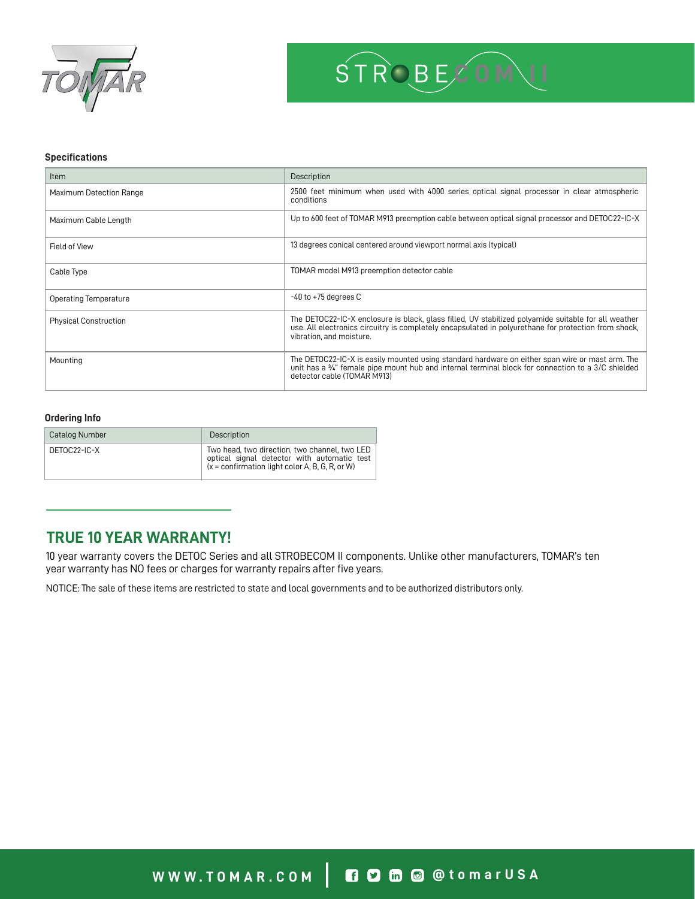### Specifications

| Item | Description |
| --- | --- |
| Maximum Detection Range | 2500 feet minimum when used with 4000 series optical signal processor in clear atmospheric conditions |
| Maximum Cable Length | Up to 600 feet of TOMAR M913 preemption cable between optical signal processor and DETOC22-IC-X |
| Field of View | 13 degrees conical centered around viewport normal axis (typical) |
| Cable Type | TOMAR model M913 preemption detector cable |
| Operating Temperature | -40 to +75 degrees C |
| Physical Construction | The DETOC22-IC-X enclosure is black, glass filled, UV stabilized polyamide suitable for all weather use. All electronics circuitry is completely encapsulated in polyurethane for protection from shock, vibration, and moisture. |
| Mounting | The DETOC22-IC-X is easily mounted using standard hardware on either span wire or mast arm. The unit has a ¾" female pipe mount hub and internal terminal block for connection to a 3/C shielded detector cable (TOMAR M913) |

### Ordering Info

| Catalog Number | Description |
| --- | --- |
| DETOC22-IC-X | Two head, two direction, two channel, two LED optical signal detector with automatic test (x = confirmation light color A, B, G, R, or W) |

## TRUE 10 YEAR WARRANTY!

10 year warranty covers the DETOC Series and all STROBECOM II components. Unlike other manufacturers, TOMAR's ten year warranty has NO fees or charges for warranty repairs after five years.

NOTICE: The sale of these items are restricted to state and local governments and to be authorized distributors only.

WWW.TOMAR.COM | @tomarUSA